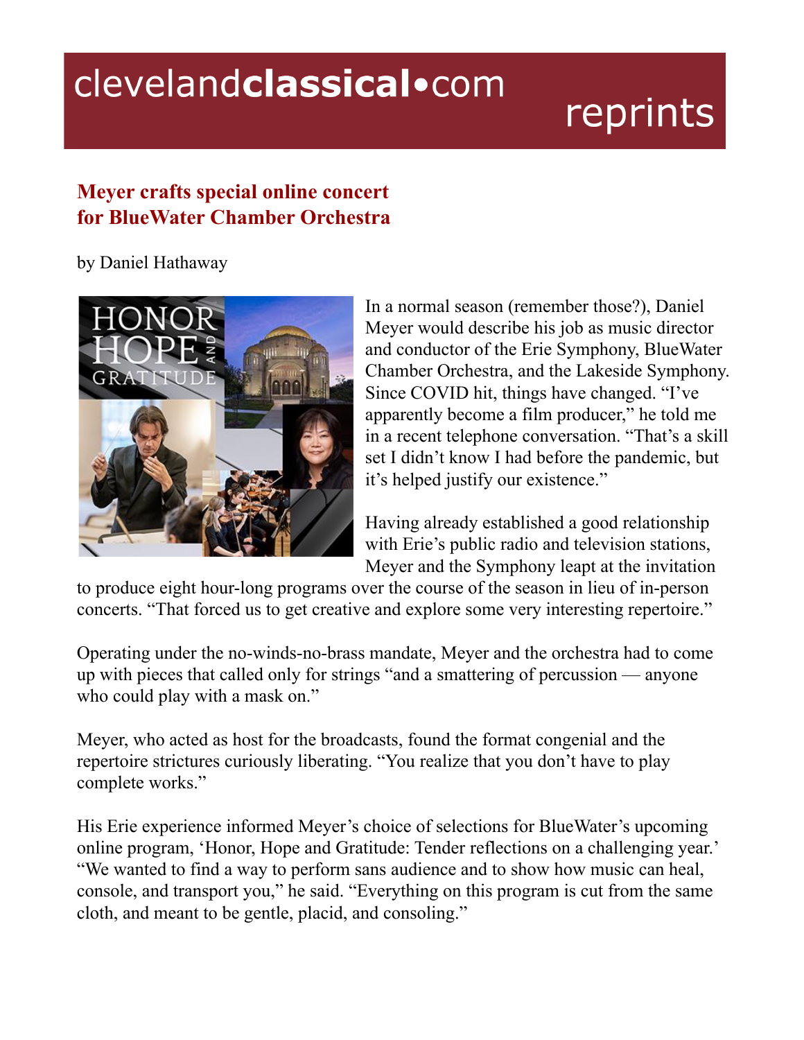# Meyer crafts special online concert for BlueWater Chamber Orchestra

by Daniel Hathaway

In a normal season (remember those?), Daniel Meyer would describe his job as music director and conductor of the Erie Symphony, BlueWater Chamber Orchestra, and the Lakeside Symphony. Since COVID hit, things have changed. "I've apparently become a film producer," he told me in a recent telephone conversation. "That's a skill set I didn't know I had before the pandemic, but it's helped justify our existence."

Having already established a good relationship with Erie's public radio and television stations, Meyer and the Symphony leapt at the invitation to produce eight hour-long programs over the course of the season in lieu of in-person concerts. "That forced us to get creative and explore some very interesting repertoire."

Operating under the no-winds-no-brass mandate, Meyer and the orchestra had to come up with pieces that called only for strings "and a smattering of percussion — anyone who could play with a mask on."

Meyer, who acted as host for the broadcasts, found the format congenial and the repertoire strictures curiously liberating. "You realize that you don't have to play complete works."

His Erie experience informed Meyer's choice of selections for BlueWater's upcoming online program, 'Honor, Hope and Gratitude: Tender reflections on a challenging year.' "We wanted to find a way to perform sans audience and to show how music can heal, console, and transport you," he said. "Everything on this program is cut from the same cloth, and meant to be gentle, placid, and consoling."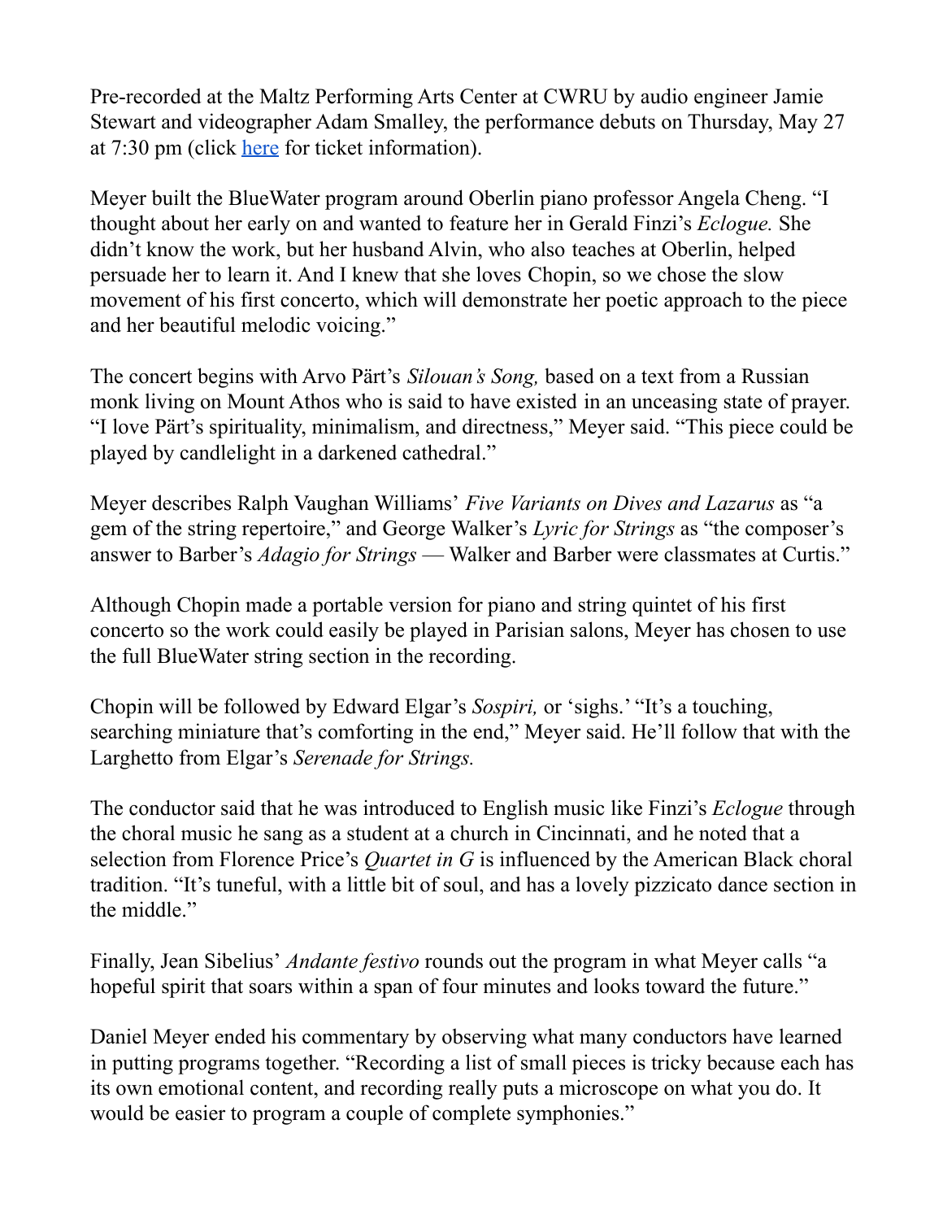Pre-recorded at the Maltz Performing Arts Center at CWRU by audio engineer Jamie Stewart and videographer Adam Smalley, the performance debuts on Thursday, May 27 at 7:30 pm (click [here]() for ticket information).

Meyer built the BlueWater program around Oberlin piano professor Angela Cheng. "I thought about her early on and wanted to feature her in Gerald Finzi's *Eclogue.* She didn't know the work, but her husband Alvin, who also teaches at Oberlin, helped persuade her to learn it. And I knew that she loves Chopin, so we chose the slow movement of his first concerto, which will demonstrate her poetic approach to the piece and her beautiful melodic voicing."

The concert begins with Arvo Pärt's *Silouan's Song,* based on a text from a Russian monk living on Mount Athos who is said to have existed in an unceasing state of prayer. "I love Pärt's spirituality, minimalism, and directness," Meyer said. "This piece could be played by candlelight in a darkened cathedral."

Meyer describes Ralph Vaughan Williams' *Five Variants on Dives and Lazarus* as "a gem of the string repertoire," and George Walker's *Lyric for Strings* as "the composer's answer to Barber's *Adagio for Strings* — Walker and Barber were classmates at Curtis."

Although Chopin made a portable version for piano and string quintet of his first concerto so the work could easily be played in Parisian salons, Meyer has chosen to use the full BlueWater string section in the recording.

Chopin will be followed by Edward Elgar's *Sospiri,* or 'sighs.' "It's a touching, searching miniature that's comforting in the end," Meyer said. He'll follow that with the Larghetto from Elgar's *Serenade for Strings.*

The conductor said that he was introduced to English music like Finzi's *Eclogue* through the choral music he sang as a student at a church in Cincinnati, and he noted that a selection from Florence Price's *Quartet in G* is influenced by the American Black choral tradition. "It's tuneful, with a little bit of soul, and has a lovely pizzicato dance section in the middle."

Finally, Jean Sibelius' *Andante festivo* rounds out the program in what Meyer calls "a hopeful spirit that soars within a span of four minutes and looks toward the future."

Daniel Meyer ended his commentary by observing what many conductors have learned in putting programs together. "Recording a list of small pieces is tricky because each has its own emotional content, and recording really puts a microscope on what you do. It would be easier to program a couple of complete symphonies."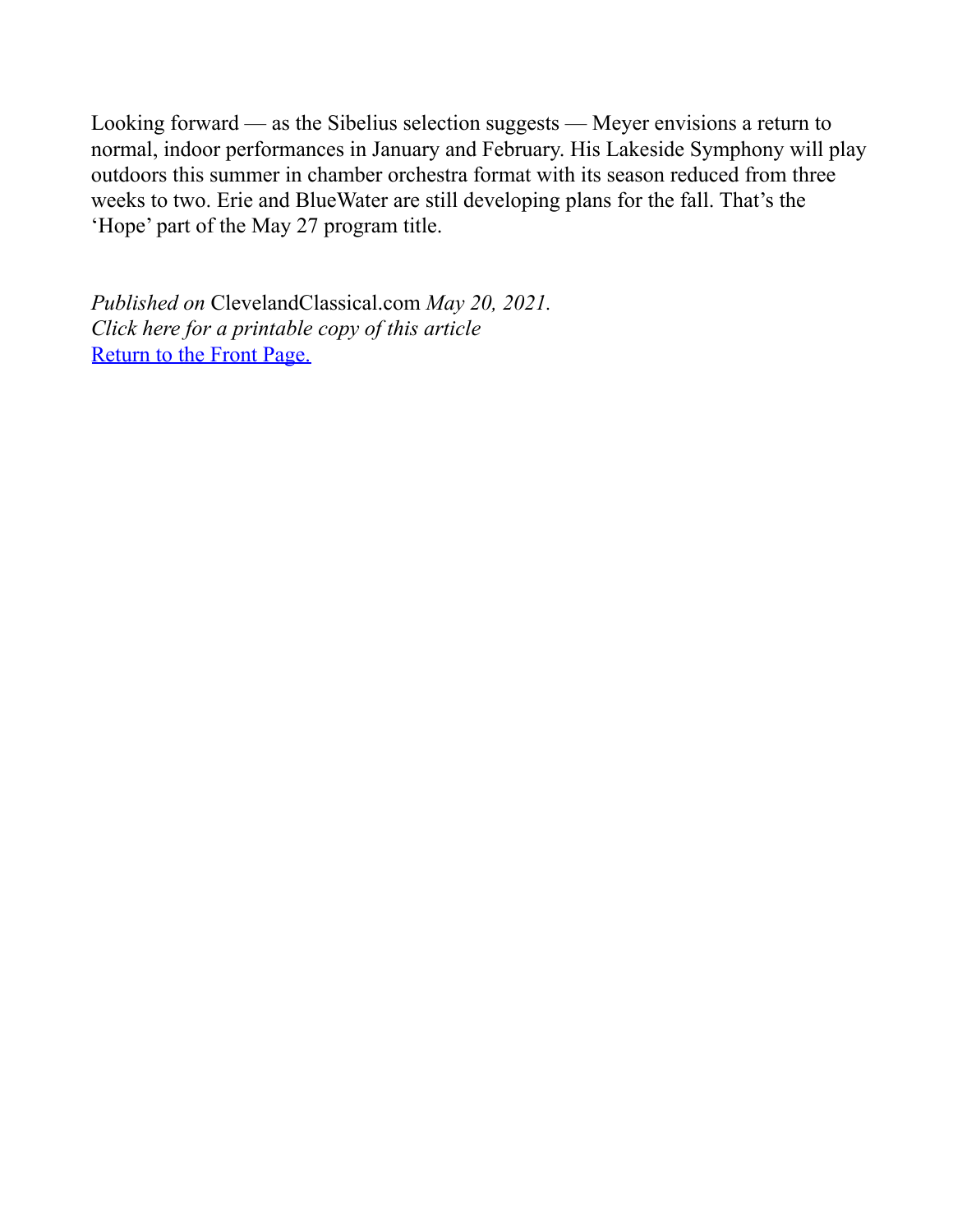Looking forward — as the Sibelius selection suggests — Meyer envisions a return to normal, indoor performances in January and February. His Lakeside Symphony will play outdoors this summer in chamber orchestra format with its season reduced from three weeks to two. Erie and BlueWater are still developing plans for the fall. That's the 'Hope' part of the May 27 program title.

*Published on* ClevelandClassical.com *May 20, 2021.*
*Click here for a printable copy of this article*
Return to the Front Page.